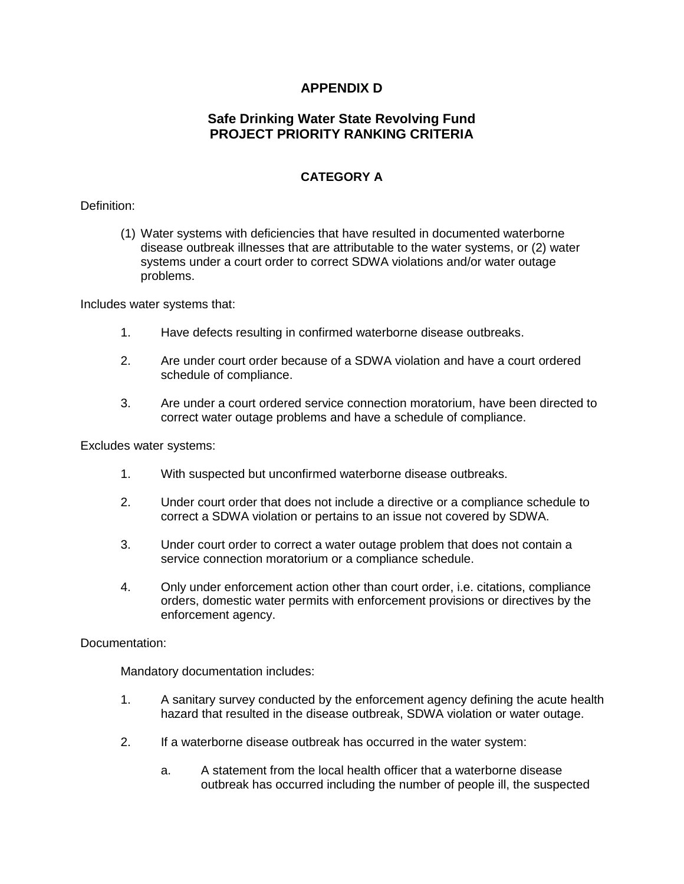# APPENDIX D

## Safe Drinking Water State Revolving Fund PROJECT PRIORITY RANKING CRITERIA

### CATEGORY A

Definition:

(1) Water systems with deficiencies that have resulted in documented waterborne disease outbreak illnesses that are attributable to the water systems, or (2) water systems under a court order to correct SDWA violations and/or water outage problems.

Includes water systems that:

1. Have defects resulting in confirmed waterborne disease outbreaks.

2. Are under court order because of a SDWA violation and have a court ordered schedule of compliance.

3. Are under a court ordered service connection moratorium, have been directed to correct water outage problems and have a schedule of compliance.

Excludes water systems:

1. With suspected but unconfirmed waterborne disease outbreaks.

2. Under court order that does not include a directive or a compliance schedule to correct a SDWA violation or pertains to an issue not covered by SDWA.

3. Under court order to correct a water outage problem that does not contain a service connection moratorium or a compliance schedule.

4. Only under enforcement action other than court order, i.e. citations, compliance orders, domestic water permits with enforcement provisions or directives by the enforcement agency.

Documentation:

Mandatory documentation includes:

1. A sanitary survey conducted by the enforcement agency defining the acute health hazard that resulted in the disease outbreak, SDWA violation or water outage.

2. If a waterborne disease outbreak has occurred in the water system:

   a. A statement from the local health officer that a waterborne disease outbreak has occurred including the number of people ill, the suspected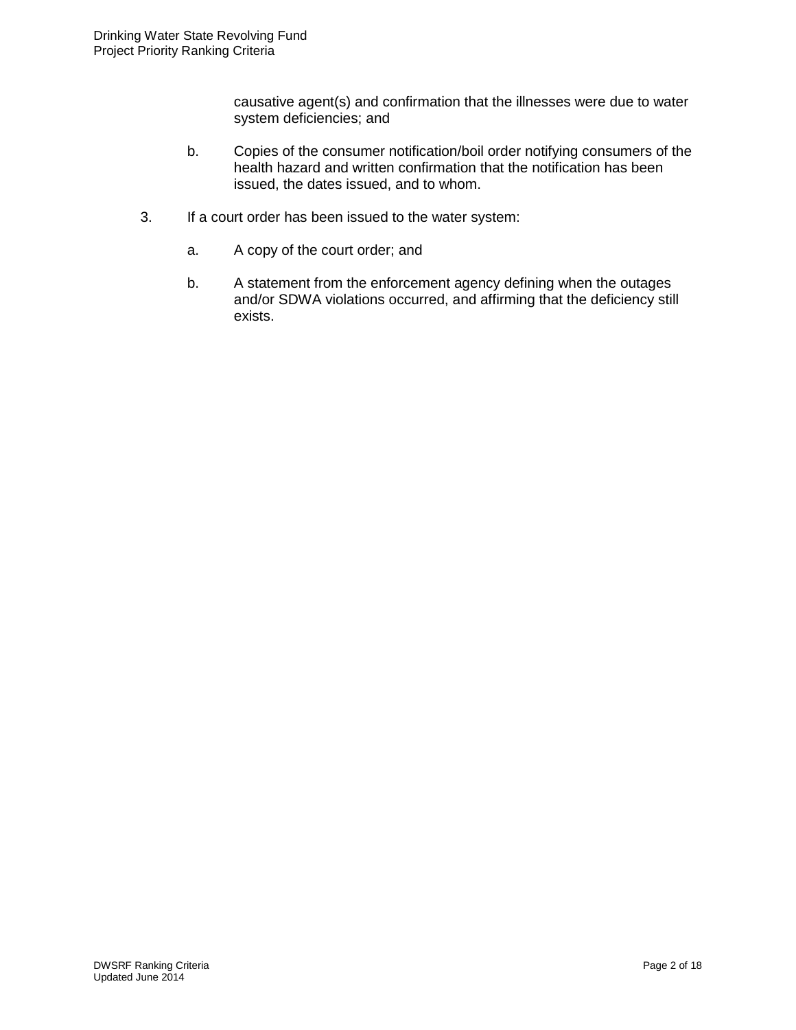causative agent(s) and confirmation that the illnesses were due to water system deficiencies; and

b. Copies of the consumer notification/boil order notifying consumers of the health hazard and written confirmation that the notification has been issued, the dates issued, and to whom.

3. If a court order has been issued to the water system:

   a. A copy of the court order; and

   b. A statement from the enforcement agency defining when the outages and/or SDWA violations occurred, and affirming that the deficiency still exists.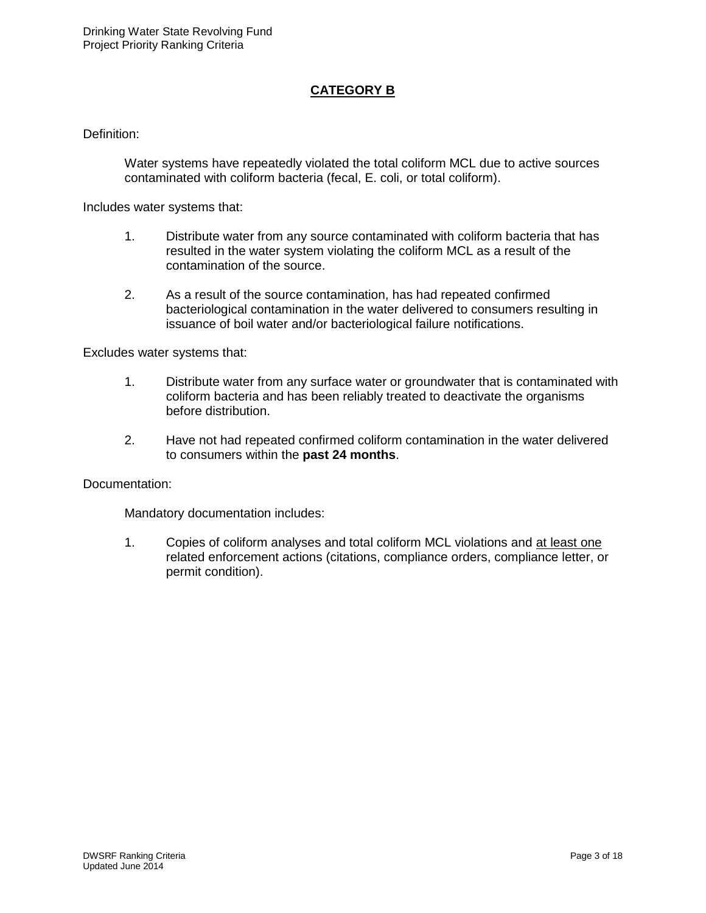## CATEGORY B

Definition:

Water systems have repeatedly violated the total coliform MCL due to active sources contaminated with coliform bacteria (fecal, E. coli, or total coliform).

Includes water systems that:

1. Distribute water from any source contaminated with coliform bacteria that has resulted in the water system violating the coliform MCL as a result of the contamination of the source.
2. As a result of the source contamination, has had repeated confirmed bacteriological contamination in the water delivered to consumers resulting in issuance of boil water and/or bacteriological failure notifications.

Excludes water systems that:

1. Distribute water from any surface water or groundwater that is contaminated with coliform bacteria and has been reliably treated to deactivate the organisms before distribution.
2. Have not had repeated confirmed coliform contamination in the water delivered to consumers within the **past 24 months**.

Documentation:

Mandatory documentation includes:

1. Copies of coliform analyses and total coliform MCL violations and at least one related enforcement actions (citations, compliance orders, compliance letter, or permit condition).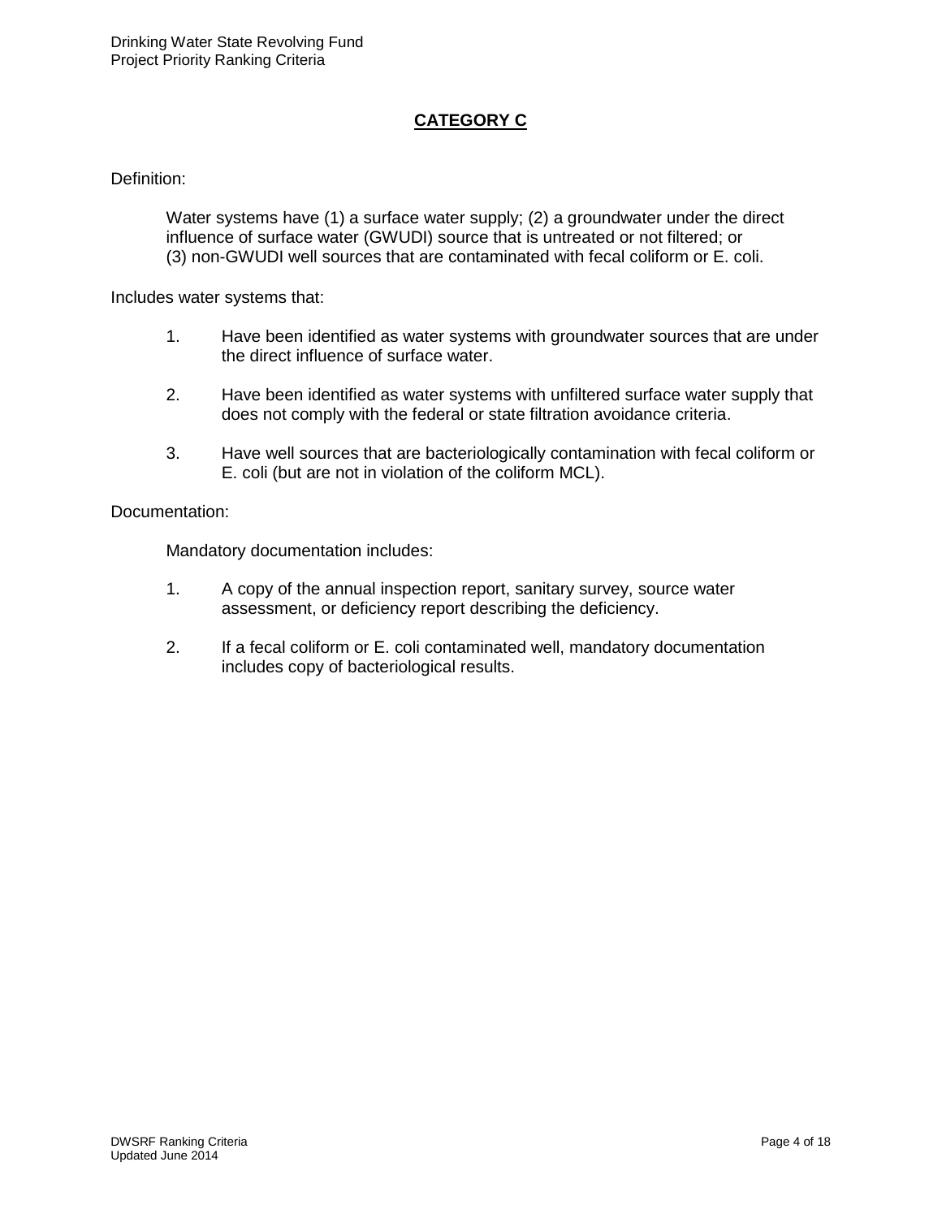## CATEGORY C

Definition:

Water systems have (1) a surface water supply; (2) a groundwater under the direct influence of surface water (GWUDI) source that is untreated or not filtered; or (3) non-GWUDI well sources that are contaminated with fecal coliform or E. coli.

Includes water systems that:

1. Have been identified as water systems with groundwater sources that are under the direct influence of surface water.
2. Have been identified as water systems with unfiltered surface water supply that does not comply with the federal or state filtration avoidance criteria.
3. Have well sources that are bacteriologically contamination with fecal coliform or E. coli (but are not in violation of the coliform MCL).

Documentation:

Mandatory documentation includes:

1. A copy of the annual inspection report, sanitary survey, source water assessment, or deficiency report describing the deficiency.
2. If a fecal coliform or E. coli contaminated well, mandatory documentation includes copy of bacteriological results.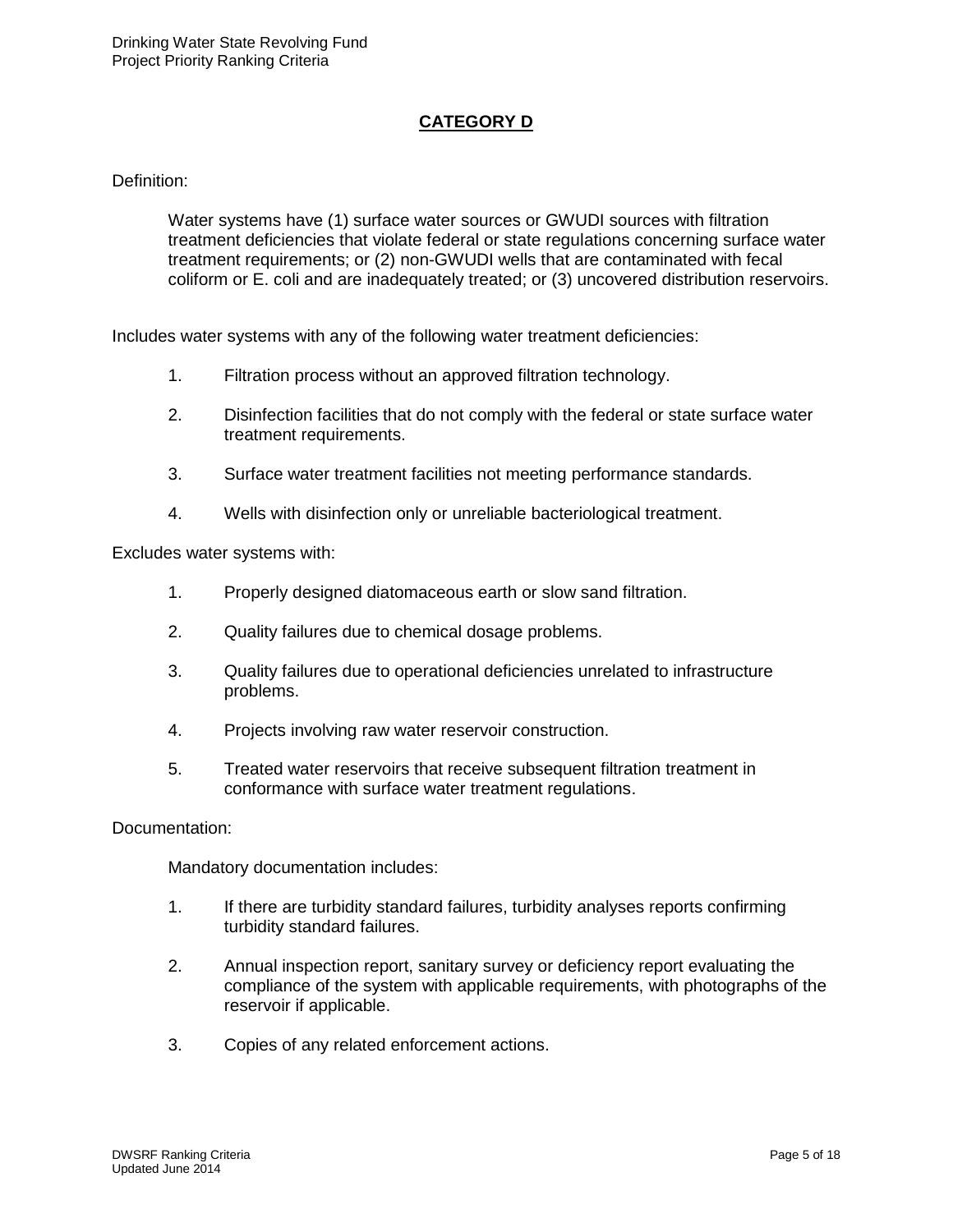## CATEGORY D

Definition:

Water systems have (1) surface water sources or GWUDI sources with filtration treatment deficiencies that violate federal or state regulations concerning surface water treatment requirements; or (2) non-GWUDI wells that are contaminated with fecal coliform or E. coli and are inadequately treated; or (3) uncovered distribution reservoirs.

Includes water systems with any of the following water treatment deficiencies:

1. Filtration process without an approved filtration technology.
2. Disinfection facilities that do not comply with the federal or state surface water treatment requirements.
3. Surface water treatment facilities not meeting performance standards.
4. Wells with disinfection only or unreliable bacteriological treatment.

Excludes water systems with:

1. Properly designed diatomaceous earth or slow sand filtration.
2. Quality failures due to chemical dosage problems.
3. Quality failures due to operational deficiencies unrelated to infrastructure problems.
4. Projects involving raw water reservoir construction.
5. Treated water reservoirs that receive subsequent filtration treatment in conformance with surface water treatment regulations.

Documentation:

Mandatory documentation includes:

1. If there are turbidity standard failures, turbidity analyses reports confirming turbidity standard failures.
2. Annual inspection report, sanitary survey or deficiency report evaluating the compliance of the system with applicable requirements, with photographs of the reservoir if applicable.
3. Copies of any related enforcement actions.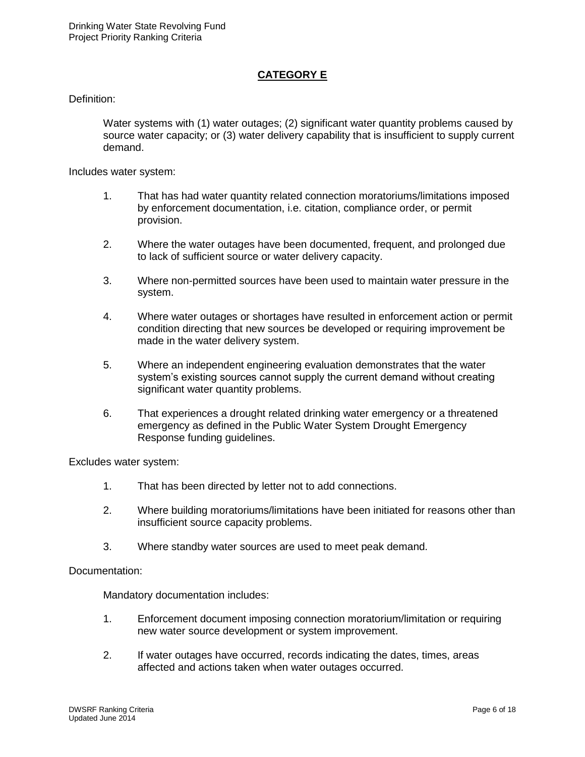## CATEGORY E

Definition:

Water systems with (1) water outages; (2) significant water quantity problems caused by source water capacity; or (3) water delivery capability that is insufficient to supply current demand.

Includes water system:

1. That has had water quantity related connection moratoriums/limitations imposed by enforcement documentation, i.e. citation, compliance order, or permit provision.
2. Where the water outages have been documented, frequent, and prolonged due to lack of sufficient source or water delivery capacity.
3. Where non-permitted sources have been used to maintain water pressure in the system.
4. Where water outages or shortages have resulted in enforcement action or permit condition directing that new sources be developed or requiring improvement be made in the water delivery system.
5. Where an independent engineering evaluation demonstrates that the water system's existing sources cannot supply the current demand without creating significant water quantity problems.
6. That experiences a drought related drinking water emergency or a threatened emergency as defined in the Public Water System Drought Emergency Response funding guidelines.

Excludes water system:

1. That has been directed by letter not to add connections.
2. Where building moratoriums/limitations have been initiated for reasons other than insufficient source capacity problems.
3. Where standby water sources are used to meet peak demand.

Documentation:

Mandatory documentation includes:

1. Enforcement document imposing connection moratorium/limitation or requiring new water source development or system improvement.
2. If water outages have occurred, records indicating the dates, times, areas affected and actions taken when water outages occurred.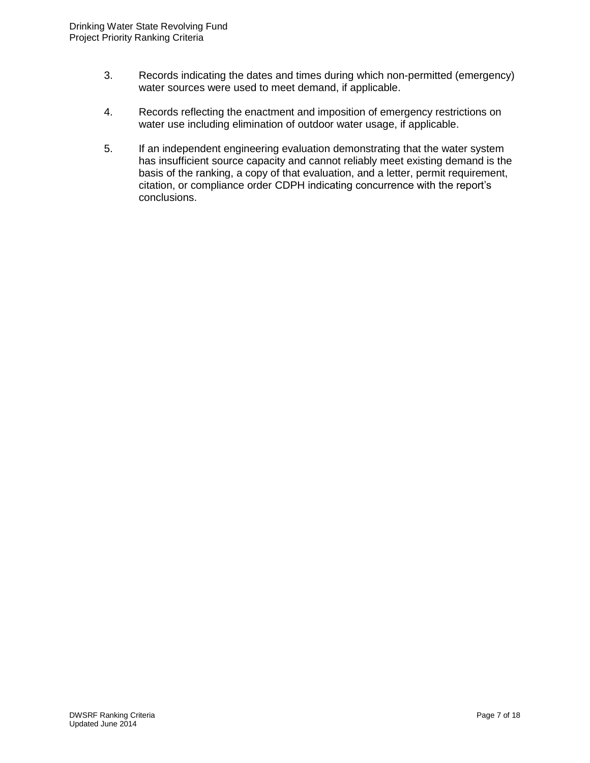3. Records indicating the dates and times during which non-permitted (emergency) water sources were used to meet demand, if applicable.

4. Records reflecting the enactment and imposition of emergency restrictions on water use including elimination of outdoor water usage, if applicable.

5. If an independent engineering evaluation demonstrating that the water system has insufficient source capacity and cannot reliably meet existing demand is the basis of the ranking, a copy of that evaluation, and a letter, permit requirement, citation, or compliance order CDPH indicating concurrence with the report's conclusions.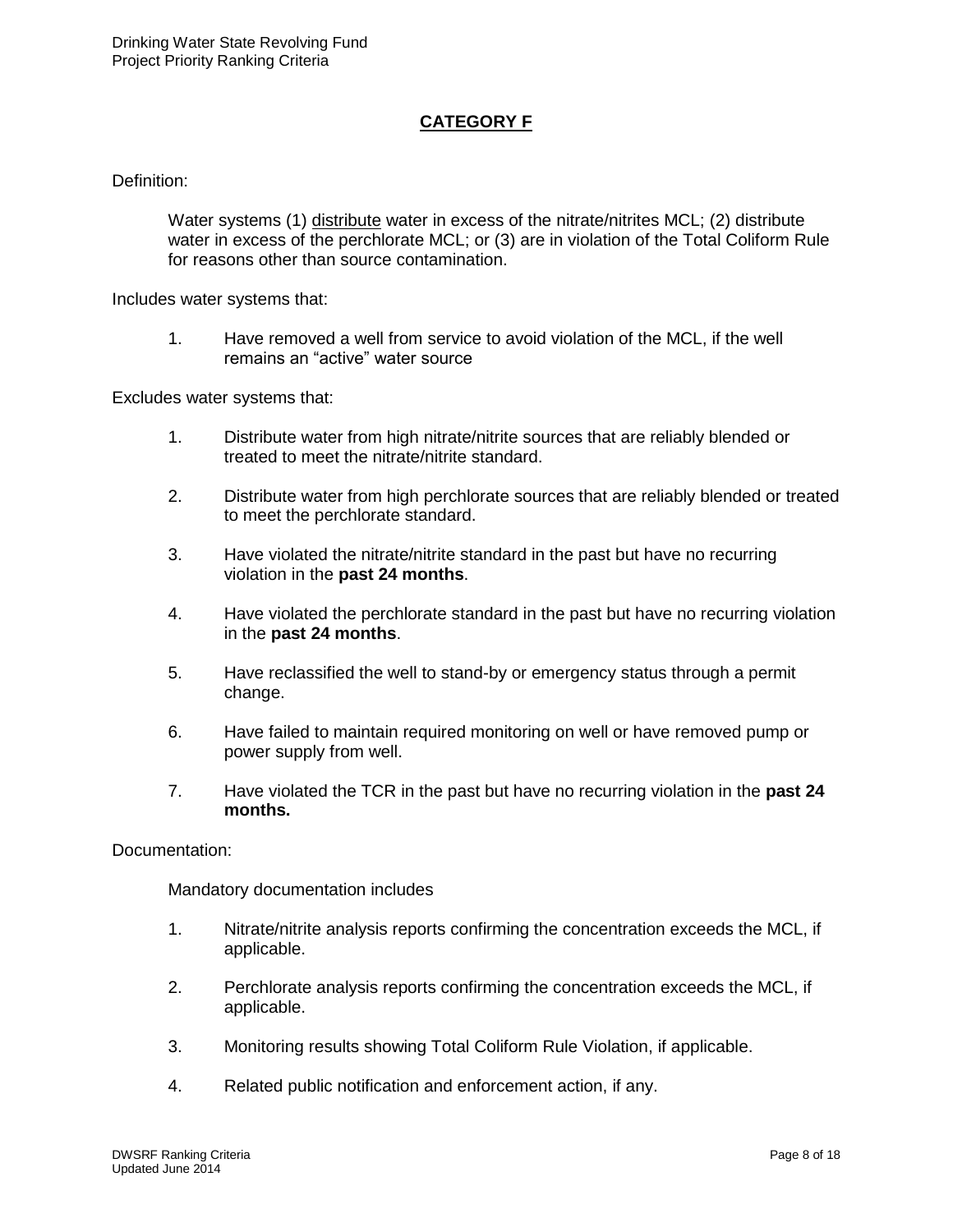## CATEGORY F

Definition:

Water systems (1) distribute water in excess of the nitrate/nitrites MCL; (2) distribute water in excess of the perchlorate MCL; or (3) are in violation of the Total Coliform Rule for reasons other than source contamination.

Includes water systems that:

1. Have removed a well from service to avoid violation of the MCL, if the well remains an "active" water source

Excludes water systems that:

1. Distribute water from high nitrate/nitrite sources that are reliably blended or treated to meet the nitrate/nitrite standard.
2. Distribute water from high perchlorate sources that are reliably blended or treated to meet the perchlorate standard.
3. Have violated the nitrate/nitrite standard in the past but have no recurring violation in the **past 24 months**.
4. Have violated the perchlorate standard in the past but have no recurring violation in the **past 24 months**.
5. Have reclassified the well to stand-by or emergency status through a permit change.
6. Have failed to maintain required monitoring on well or have removed pump or power supply from well.
7. Have violated the TCR in the past but have no recurring violation in the **past 24 months.**

Documentation:

Mandatory documentation includes

1. Nitrate/nitrite analysis reports confirming the concentration exceeds the MCL, if applicable.
2. Perchlorate analysis reports confirming the concentration exceeds the MCL, if applicable.
3. Monitoring results showing Total Coliform Rule Violation, if applicable.
4. Related public notification and enforcement action, if any.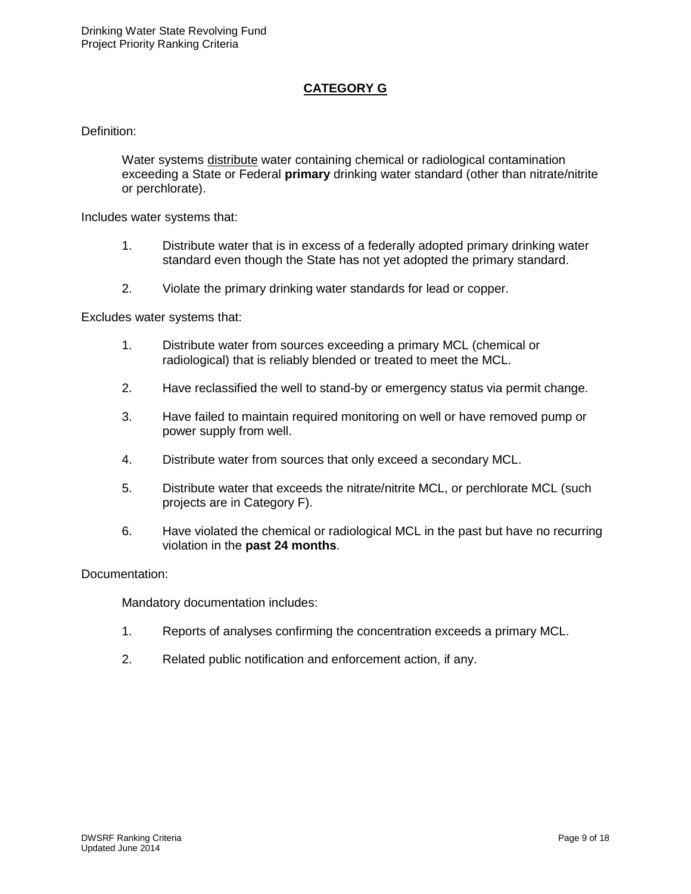## CATEGORY G

Definition:

Water systems distribute water containing chemical or radiological contamination exceeding a State or Federal **primary** drinking water standard (other than nitrate/nitrite or perchlorate).

Includes water systems that:

1. Distribute water that is in excess of a federally adopted primary drinking water standard even though the State has not yet adopted the primary standard.
2. Violate the primary drinking water standards for lead or copper.

Excludes water systems that:

1. Distribute water from sources exceeding a primary MCL (chemical or radiological) that is reliably blended or treated to meet the MCL.
2. Have reclassified the well to stand-by or emergency status via permit change.
3. Have failed to maintain required monitoring on well or have removed pump or power supply from well.
4. Distribute water from sources that only exceed a secondary MCL.
5. Distribute water that exceeds the nitrate/nitrite MCL, or perchlorate MCL (such projects are in Category F).
6. Have violated the chemical or radiological MCL in the past but have no recurring violation in the **past 24 months**.

Documentation:

Mandatory documentation includes:

1. Reports of analyses confirming the concentration exceeds a primary MCL.
2. Related public notification and enforcement action, if any.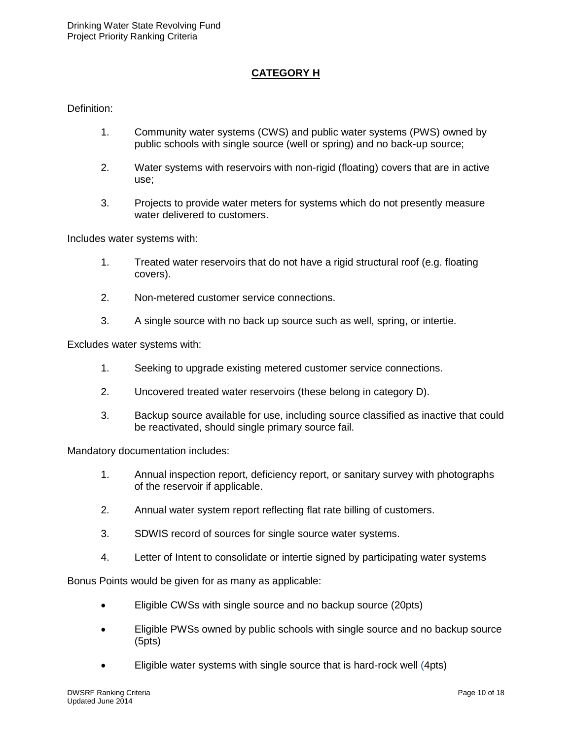## CATEGORY H

Definition:

1. Community water systems (CWS) and public water systems (PWS) owned by public schools with single source (well or spring) and no back-up source;
2. Water systems with reservoirs with non-rigid (floating) covers that are in active use;
3. Projects to provide water meters for systems which do not presently measure water delivered to customers.

Includes water systems with:

1. Treated water reservoirs that do not have a rigid structural roof (e.g. floating covers).
2. Non-metered customer service connections.
3. A single source with no back up source such as well, spring, or intertie.

Excludes water systems with:

1. Seeking to upgrade existing metered customer service connections.
2. Uncovered treated water reservoirs (these belong in category D).
3. Backup source available for use, including source classified as inactive that could be reactivated, should single primary source fail.

Mandatory documentation includes:

1. Annual inspection report, deficiency report, or sanitary survey with photographs of the reservoir if applicable.
2. Annual water system report reflecting flat rate billing of customers.
3. SDWIS record of sources for single source water systems.
4. Letter of Intent to consolidate or intertie signed by participating water systems

Bonus Points would be given for as many as applicable:

- Eligible CWSs with single source and no backup source (20pts)
- Eligible PWSs owned by public schools with single source and no backup source (5pts)
- Eligible water systems with single source that is hard-rock well (4pts)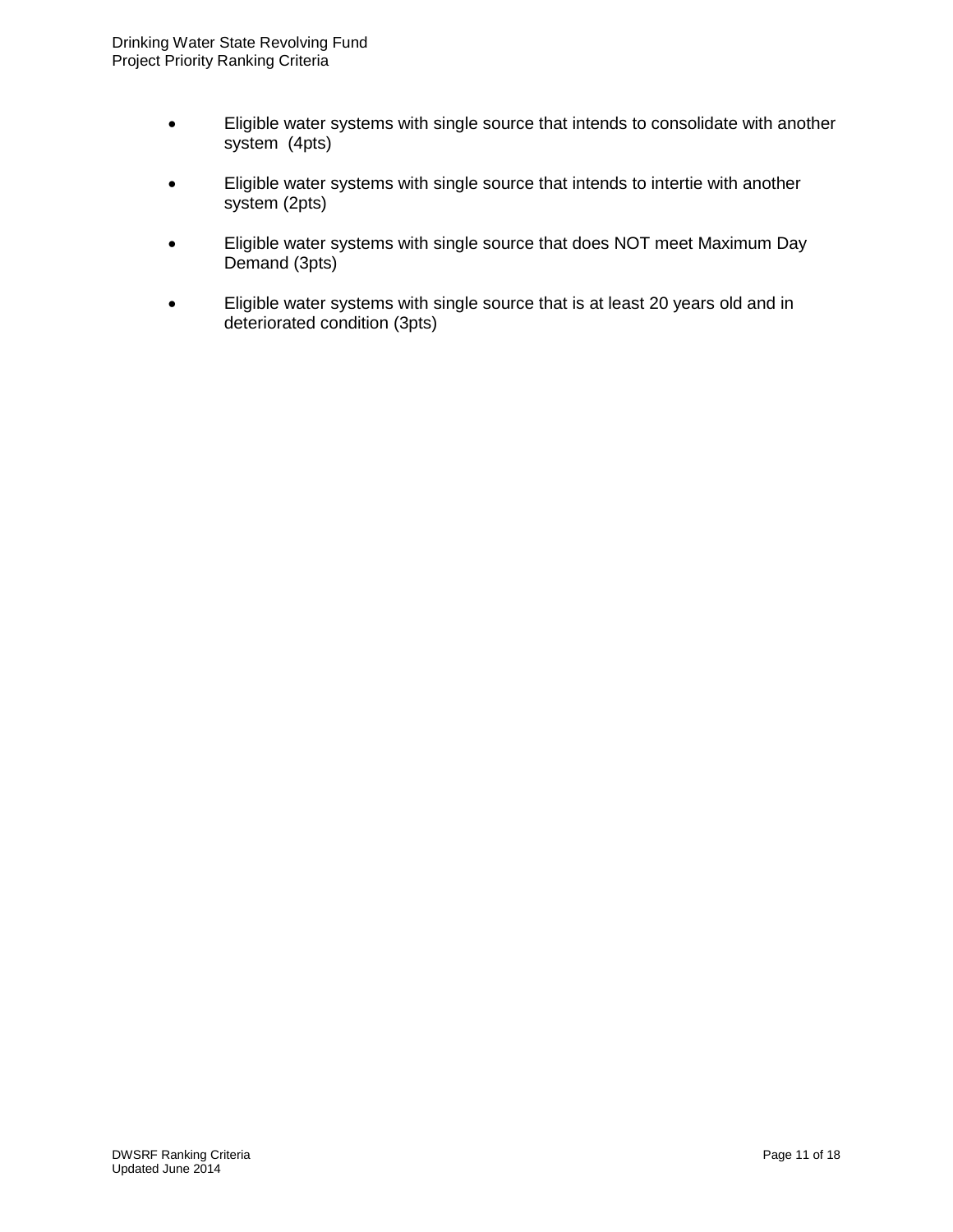- Eligible water systems with single source that intends to consolidate with another system  (4pts)

- Eligible water systems with single source that intends to intertie with another system (2pts)

- Eligible water systems with single source that does NOT meet Maximum Day Demand (3pts)

- Eligible water systems with single source that is at least 20 years old and in deteriorated condition (3pts)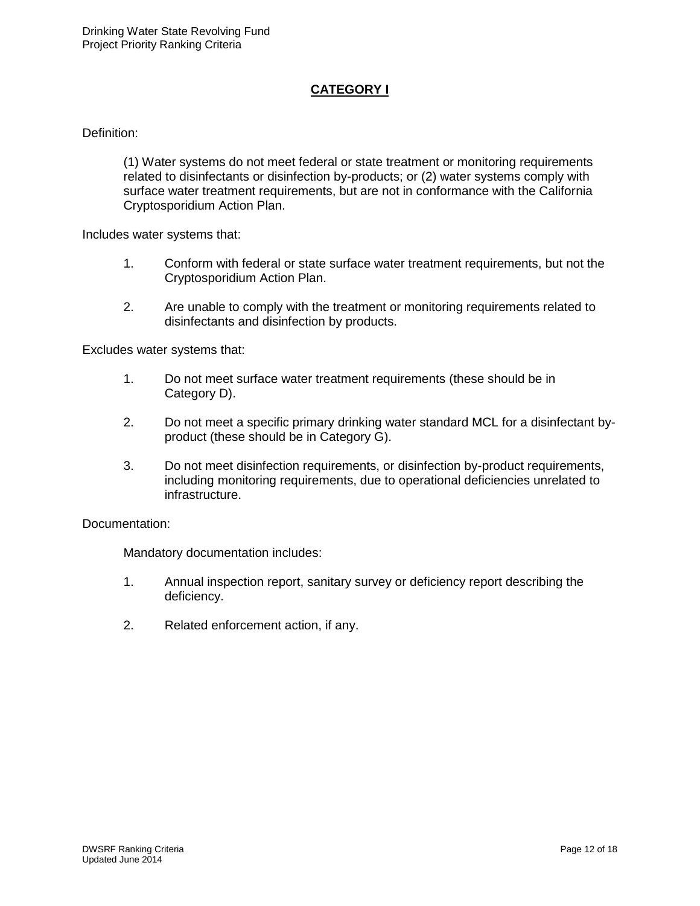## CATEGORY I

Definition:

(1) Water systems do not meet federal or state treatment or monitoring requirements related to disinfectants or disinfection by-products; or (2) water systems comply with surface water treatment requirements, but are not in conformance with the California Cryptosporidium Action Plan.

Includes water systems that:

1. Conform with federal or state surface water treatment requirements, but not the Cryptosporidium Action Plan.

2. Are unable to comply with the treatment or monitoring requirements related to disinfectants and disinfection by products.

Excludes water systems that:

1. Do not meet surface water treatment requirements (these should be in Category D).

2. Do not meet a specific primary drinking water standard MCL for a disinfectant by-product (these should be in Category G).

3. Do not meet disinfection requirements, or disinfection by-product requirements, including monitoring requirements, due to operational deficiencies unrelated to infrastructure.

Documentation:

Mandatory documentation includes:

1. Annual inspection report, sanitary survey or deficiency report describing the deficiency.

2. Related enforcement action, if any.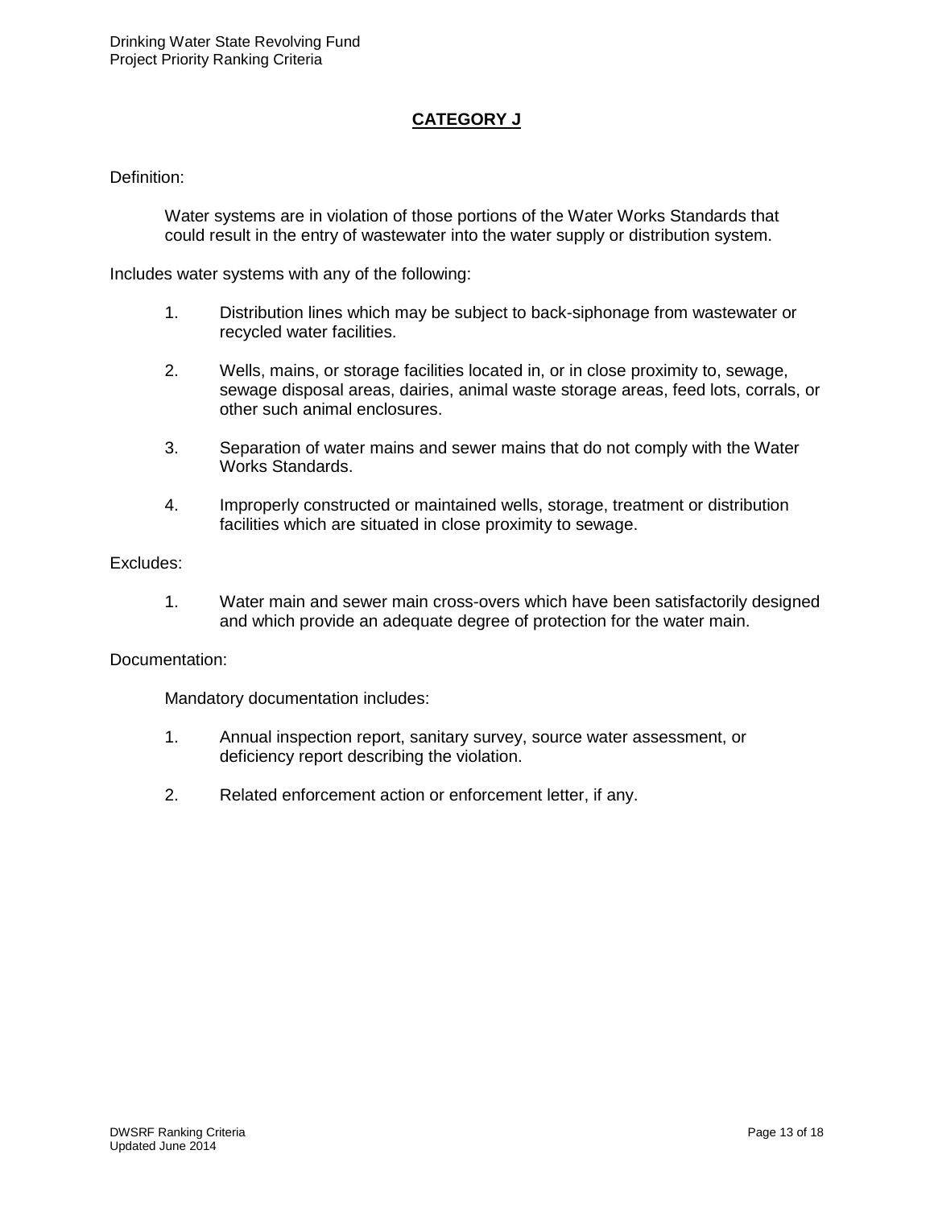## CATEGORY J

Definition:

Water systems are in violation of those portions of the Water Works Standards that could result in the entry of wastewater into the water supply or distribution system.

Includes water systems with any of the following:

1. Distribution lines which may be subject to back-siphonage from wastewater or recycled water facilities.
2. Wells, mains, or storage facilities located in, or in close proximity to, sewage, sewage disposal areas, dairies, animal waste storage areas, feed lots, corrals, or other such animal enclosures.
3. Separation of water mains and sewer mains that do not comply with the Water Works Standards.
4. Improperly constructed or maintained wells, storage, treatment or distribution facilities which are situated in close proximity to sewage.

Excludes:

1. Water main and sewer main cross-overs which have been satisfactorily designed and which provide an adequate degree of protection for the water main.

Documentation:

Mandatory documentation includes:

1. Annual inspection report, sanitary survey, source water assessment, or deficiency report describing the violation.
2. Related enforcement action or enforcement letter, if any.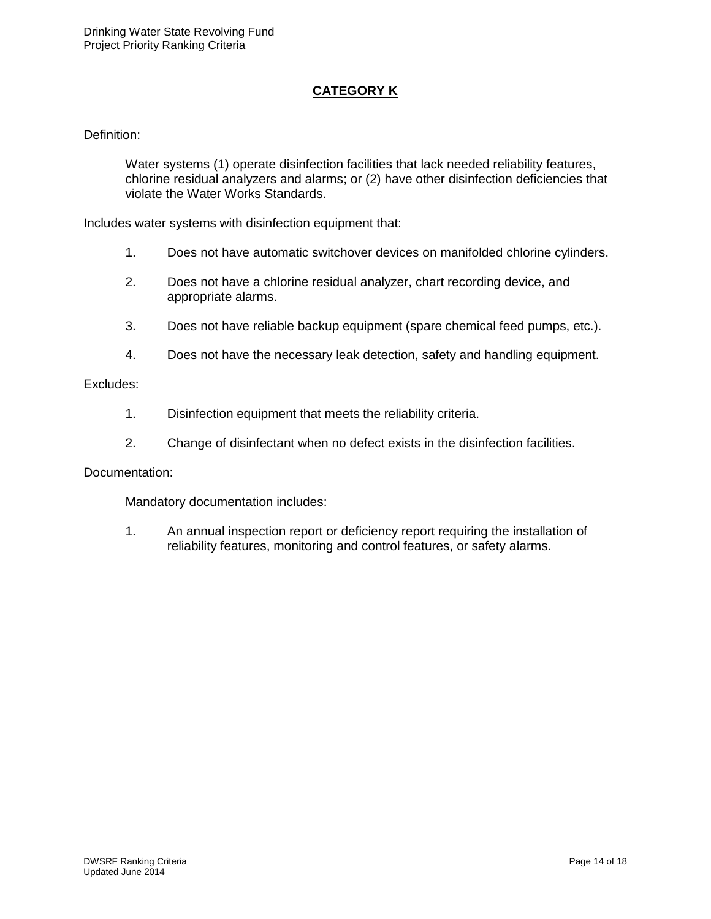## CATEGORY K

Definition:

Water systems (1) operate disinfection facilities that lack needed reliability features, chlorine residual analyzers and alarms; or (2) have other disinfection deficiencies that violate the Water Works Standards.

Includes water systems with disinfection equipment that:

1. Does not have automatic switchover devices on manifolded chlorine cylinders.
2. Does not have a chlorine residual analyzer, chart recording device, and appropriate alarms.
3. Does not have reliable backup equipment (spare chemical feed pumps, etc.).
4. Does not have the necessary leak detection, safety and handling equipment.

Excludes:

1. Disinfection equipment that meets the reliability criteria.
2. Change of disinfectant when no defect exists in the disinfection facilities.

Documentation:

Mandatory documentation includes:

1. An annual inspection report or deficiency report requiring the installation of reliability features, monitoring and control features, or safety alarms.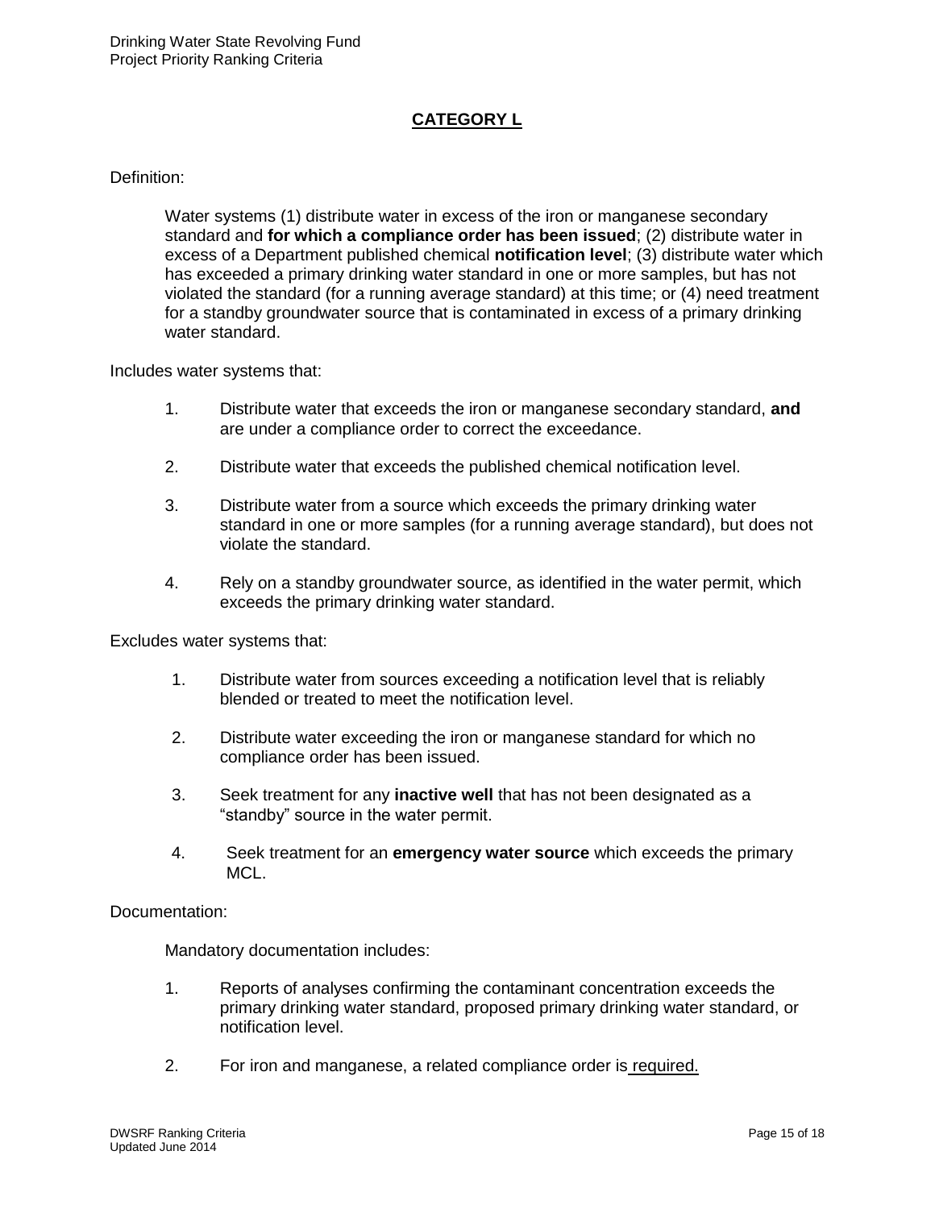## CATEGORY L

Definition:

Water systems (1) distribute water in excess of the iron or manganese secondary standard and **for which a compliance order has been issued**; (2) distribute water in excess of a Department published chemical **notification level**; (3) distribute water which has exceeded a primary drinking water standard in one or more samples, but has not violated the standard (for a running average standard) at this time; or (4) need treatment for a standby groundwater source that is contaminated in excess of a primary drinking water standard.

Includes water systems that:

1. Distribute water that exceeds the iron or manganese secondary standard, **and** are under a compliance order to correct the exceedance.
2. Distribute water that exceeds the published chemical notification level.
3. Distribute water from a source which exceeds the primary drinking water standard in one or more samples (for a running average standard), but does not violate the standard.
4. Rely on a standby groundwater source, as identified in the water permit, which exceeds the primary drinking water standard.

Excludes water systems that:

1. Distribute water from sources exceeding a notification level that is reliably blended or treated to meet the notification level.
2. Distribute water exceeding the iron or manganese standard for which no compliance order has been issued.
3. Seek treatment for any **inactive well** that has not been designated as a "standby" source in the water permit.
4. Seek treatment for an **emergency water source** which exceeds the primary MCL.

Documentation:

Mandatory documentation includes:

1. Reports of analyses confirming the contaminant concentration exceeds the primary drinking water standard, proposed primary drinking water standard, or notification level.
2. For iron and manganese, a related compliance order is required.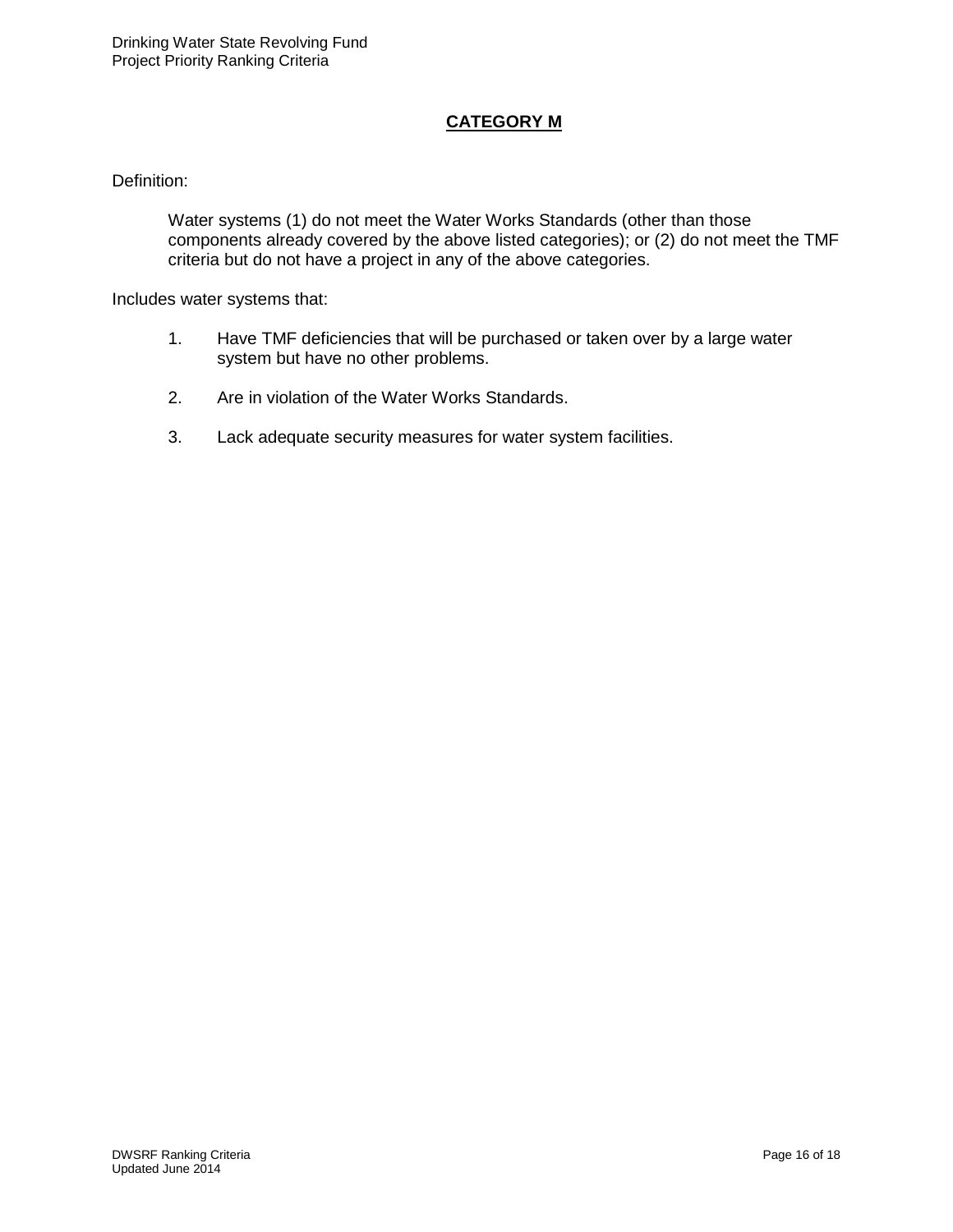## CATEGORY M

Definition:

Water systems (1) do not meet the Water Works Standards (other than those components already covered by the above listed categories); or (2) do not meet the TMF criteria but do not have a project in any of the above categories.

Includes water systems that:

1. Have TMF deficiencies that will be purchased or taken over by a large water system but have no other problems.

2. Are in violation of the Water Works Standards.

3. Lack adequate security measures for water system facilities.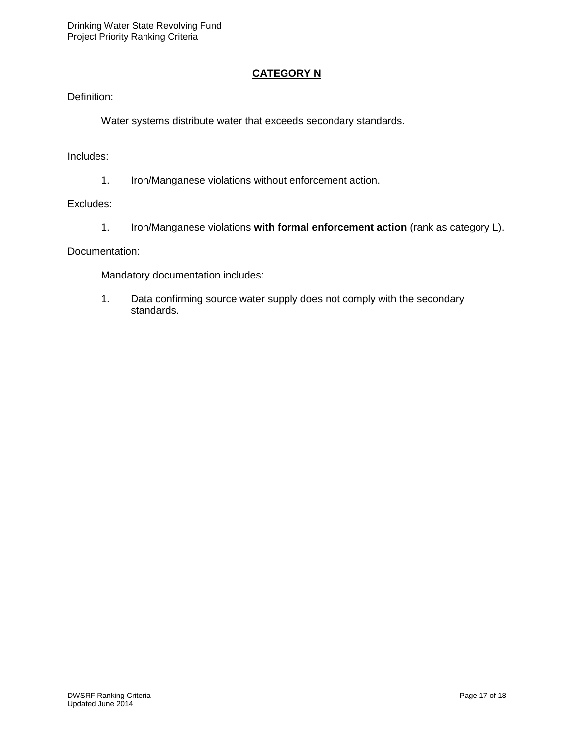## CATEGORY N

Definition:

Water systems distribute water that exceeds secondary standards.

Includes:

1. Iron/Manganese violations without enforcement action.

Excludes:

1. Iron/Manganese violations **with formal enforcement action** (rank as category L).

Documentation:

Mandatory documentation includes:

1. Data confirming source water supply does not comply with the secondary standards.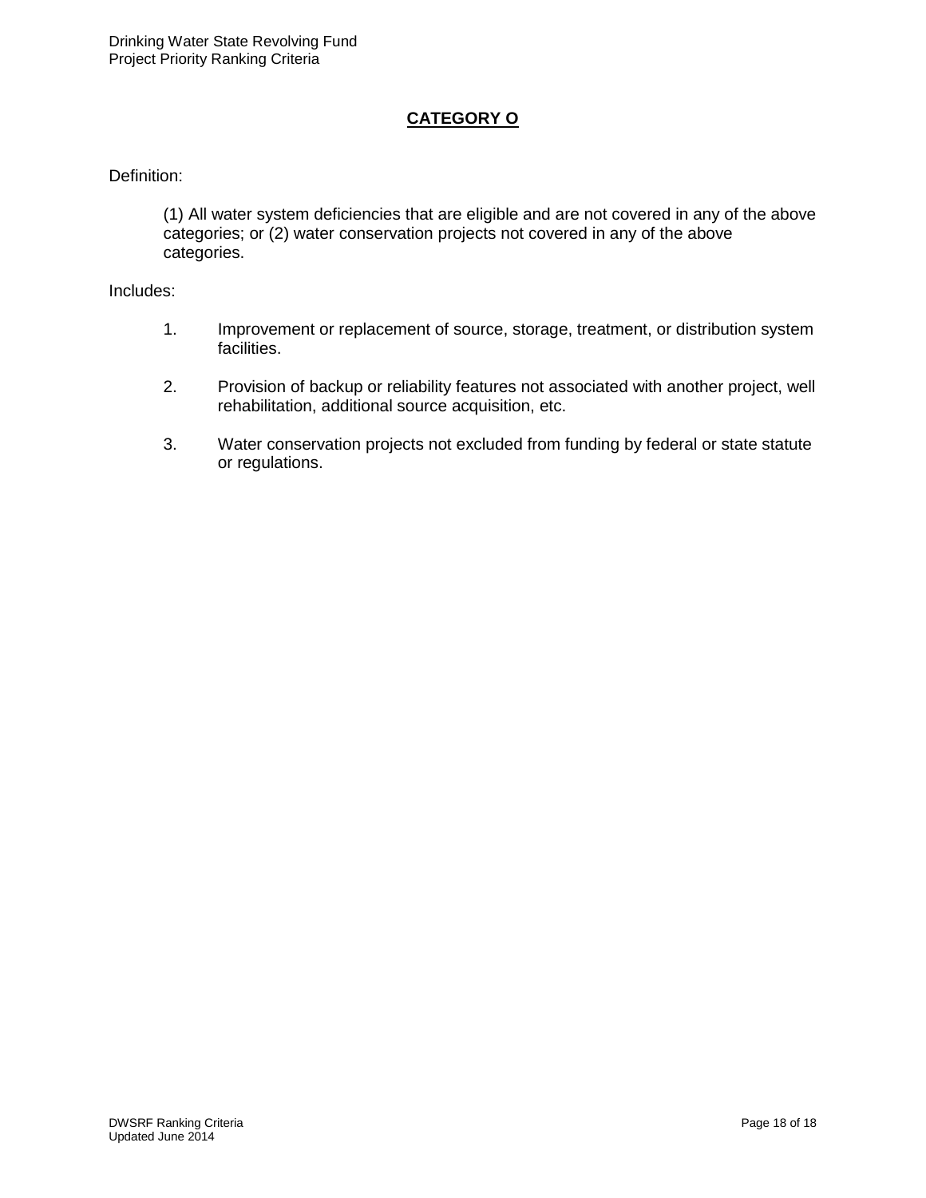## CATEGORY O

Definition:

(1) All water system deficiencies that are eligible and are not covered in any of the above categories; or (2) water conservation projects not covered in any of the above categories.

Includes:

1. Improvement or replacement of source, storage, treatment, or distribution system facilities.

2. Provision of backup or reliability features not associated with another project, well rehabilitation, additional source acquisition, etc.

3. Water conservation projects not excluded from funding by federal or state statute or regulations.